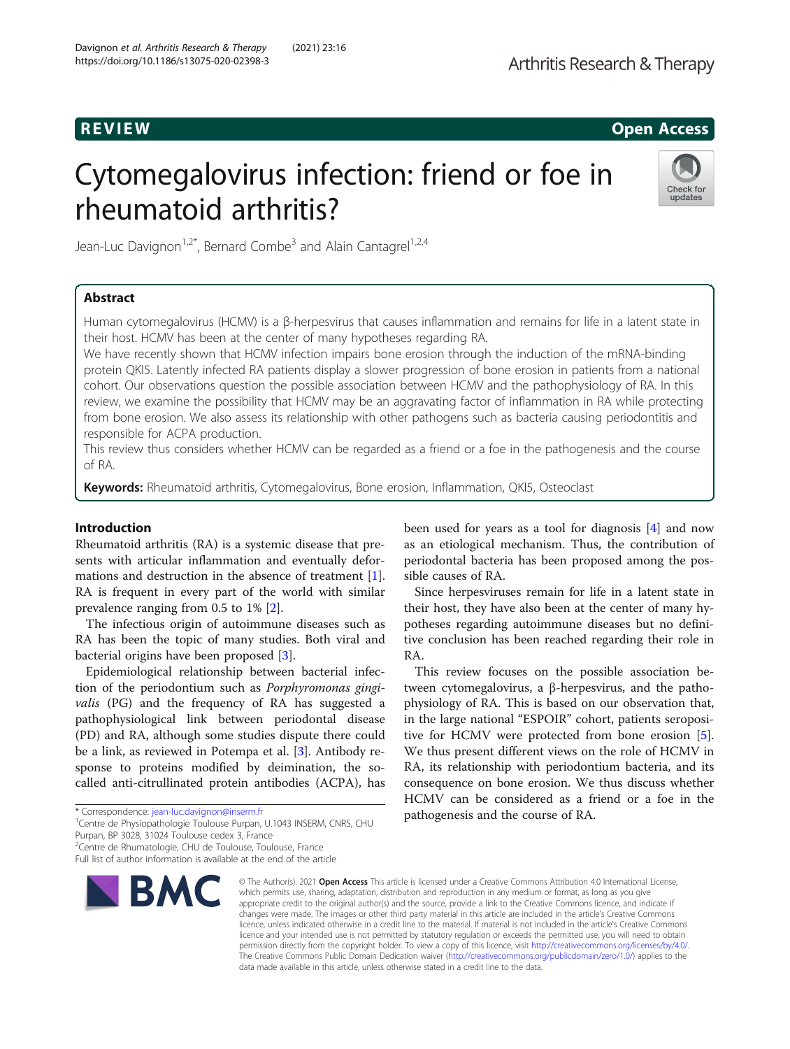REVIEW

Open Access

# Cytomegalovirus infection: friend or foe in rheumatoid arthritis?

Jean-Luc Davignon[1,2*], Bernard Combe[3] and Alain Cantagrel[1,2,4]

## Abstract

Human cytomegalovirus (HCMV) is a β-herpesvirus that causes inflammation and remains for life in a latent state in their host. HCMV has been at the center of many hypotheses regarding RA.

We have recently shown that HCMV infection impairs bone erosion through the induction of the mRNA-binding protein QKI5. Latently infected RA patients display a slower progression of bone erosion in patients from a national cohort. Our observations question the possible association between HCMV and the pathophysiology of RA. In this review, we examine the possibility that HCMV may be an aggravating factor of inflammation in RA while protecting from bone erosion. We also assess its relationship with other pathogens such as bacteria causing periodontitis and responsible for ACPA production.

This review thus considers whether HCMV can be regarded as a friend or a foe in the pathogenesis and the course of RA.

**Keywords:** Rheumatoid arthritis, Cytomegalovirus, Bone erosion, Inflammation, QKI5, Osteoclast

## Introduction

Rheumatoid arthritis (RA) is a systemic disease that presents with articular inflammation and eventually deformations and destruction in the absence of treatment [1]. RA is frequent in every part of the world with similar prevalence ranging from 0.5 to 1% [2].

The infectious origin of autoimmune diseases such as RA has been the topic of many studies. Both viral and bacterial origins have been proposed [3].

Epidemiological relationship between bacterial infection of the periodontium such as *Porphyromonas gingivalis* (PG) and the frequency of RA has suggested a pathophysiological link between periodontal disease (PD) and RA, although some studies dispute there could be a link, as reviewed in Potempa et al. [3]. Antibody response to proteins modified by deimination, the so-called anti-citrullinated protein antibodies (ACPA), has been used for years as a tool for diagnosis [4] and now as an etiological mechanism. Thus, the contribution of periodontal bacteria has been proposed among the possible causes of RA.

Since herpesviruses remain for life in a latent state in their host, they have also been at the center of many hypotheses regarding autoimmune diseases but no definitive conclusion has been reached regarding their role in RA.

This review focuses on the possible association between cytomegalovirus, a β-herpesvirus, and the pathophysiology of RA. This is based on our observation that, in the large national "ESPOIR" cohort, patients seropositive for HCMV were protected from bone erosion [5]. We thus present different views on the role of HCMV in RA, its relationship with periodontium bacteria, and its consequence on bone erosion. We thus discuss whether HCMV can be considered as a friend or a foe in the pathogenesis and the course of RA.

\* Correspondence: jean-luc.davignon@inserm.fr
[1]Centre de Physiopathologie Toulouse Purpan, U.1043 INSERM, CNRS, CHU Purpan, BP 3028, 31024 Toulouse cedex 3, France
[2]Centre de Rhumatologie, CHU de Toulouse, Toulouse, France
Full list of author information is available at the end of the article

© The Author(s). 2021 **Open Access** This article is licensed under a Creative Commons Attribution 4.0 International License, which permits use, sharing, adaptation, distribution and reproduction in any medium or format, as long as you give appropriate credit to the original author(s) and the source, provide a link to the Creative Commons licence, and indicate if changes were made. The images or other third party material in this article are included in the article's Creative Commons licence, unless indicated otherwise in a credit line to the material. If material is not included in the article's Creative Commons licence and your intended use is not permitted by statutory regulation or exceeds the permitted use, you will need to obtain permission directly from the copyright holder. To view a copy of this licence, visit http://creativecommons.org/licenses/by/4.0/. The Creative Commons Public Domain Dedication waiver (http://creativecommons.org/publicdomain/zero/1.0/) applies to the data made available in this article, unless otherwise stated in a credit line to the data.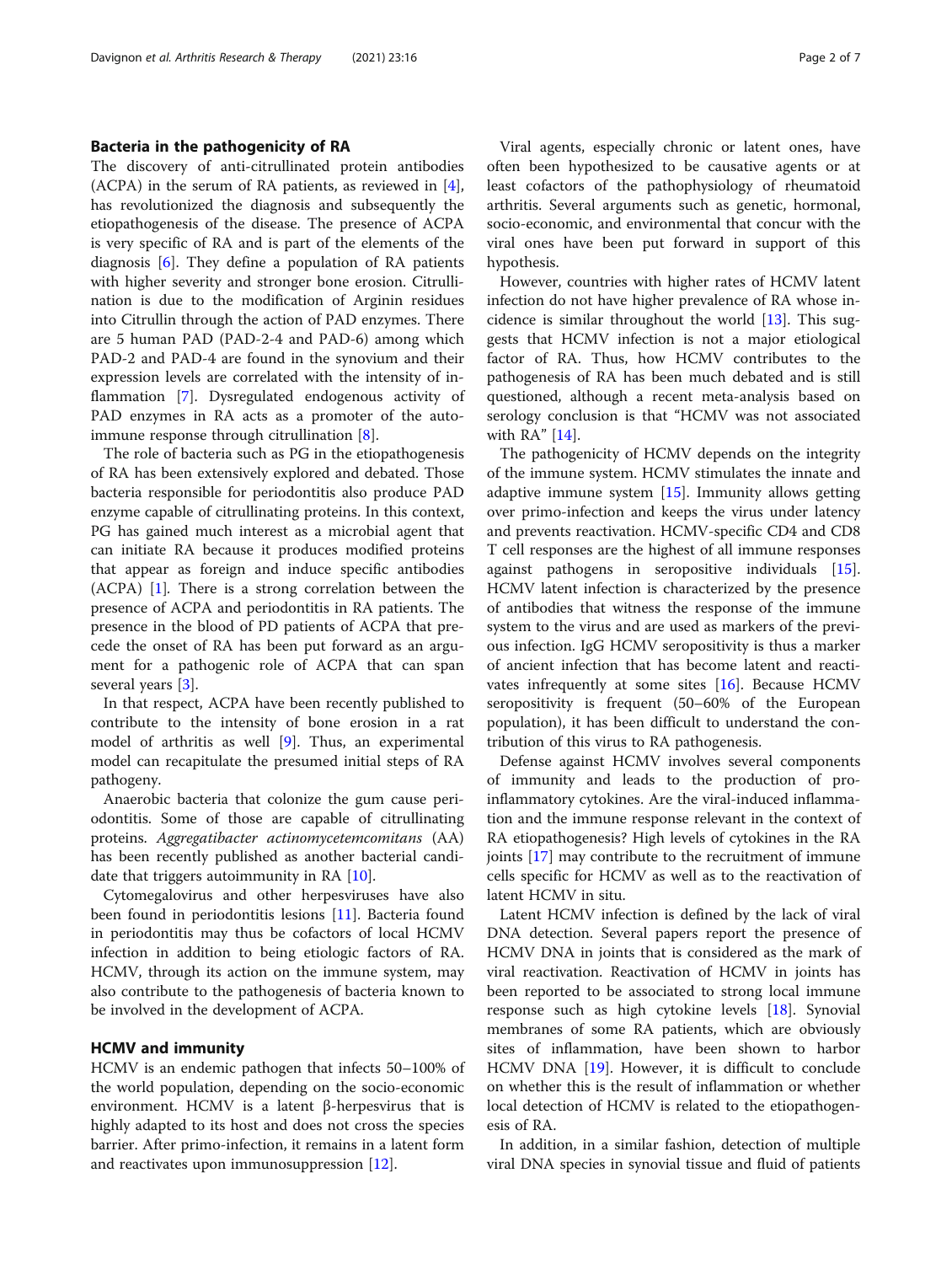## Bacteria in the pathogenicity of RA

The discovery of anti-citrullinated protein antibodies (ACPA) in the serum of RA patients, as reviewed in [4], has revolutionized the diagnosis and subsequently the etiopathogenesis of the disease. The presence of ACPA is very specific of RA and is part of the elements of the diagnosis [6]. They define a population of RA patients with higher severity and stronger bone erosion. Citrullination is due to the modification of Arginin residues into Citrullin through the action of PAD enzymes. There are 5 human PAD (PAD-2-4 and PAD-6) among which PAD-2 and PAD-4 are found in the synovium and their expression levels are correlated with the intensity of inflammation [7]. Dysregulated endogenous activity of PAD enzymes in RA acts as a promoter of the autoimmune response through citrullination [8].

The role of bacteria such as PG in the etiopathogenesis of RA has been extensively explored and debated. Those bacteria responsible for periodontitis also produce PAD enzyme capable of citrullinating proteins. In this context, PG has gained much interest as a microbial agent that can initiate RA because it produces modified proteins that appear as foreign and induce specific antibodies (ACPA) [1]. There is a strong correlation between the presence of ACPA and periodontitis in RA patients. The presence in the blood of PD patients of ACPA that precede the onset of RA has been put forward as an argument for a pathogenic role of ACPA that can span several years [3].

In that respect, ACPA have been recently published to contribute to the intensity of bone erosion in a rat model of arthritis as well [9]. Thus, an experimental model can recapitulate the presumed initial steps of RA pathogeny.

Anaerobic bacteria that colonize the gum cause periodontitis. Some of those are capable of citrullinating proteins. *Aggregatibacter actinomycetemcomitans* (AA) has been recently published as another bacterial candidate that triggers autoimmunity in RA [10].

Cytomegalovirus and other herpesviruses have also been found in periodontitis lesions [11]. Bacteria found in periodontitis may thus be cofactors of local HCMV infection in addition to being etiologic factors of RA. HCMV, through its action on the immune system, may also contribute to the pathogenesis of bacteria known to be involved in the development of ACPA.

## HCMV and immunity

HCMV is an endemic pathogen that infects 50–100% of the world population, depending on the socio-economic environment. HCMV is a latent β-herpesvirus that is highly adapted to its host and does not cross the species barrier. After primo-infection, it remains in a latent form and reactivates upon immunosuppression [12].

Viral agents, especially chronic or latent ones, have often been hypothesized to be causative agents or at least cofactors of the pathophysiology of rheumatoid arthritis. Several arguments such as genetic, hormonal, socio-economic, and environmental that concur with the viral ones have been put forward in support of this hypothesis.

However, countries with higher rates of HCMV latent infection do not have higher prevalence of RA whose incidence is similar throughout the world [13]. This suggests that HCMV infection is not a major etiological factor of RA. Thus, how HCMV contributes to the pathogenesis of RA has been much debated and is still questioned, although a recent meta-analysis based on serology conclusion is that "HCMV was not associated with RA" [14].

The pathogenicity of HCMV depends on the integrity of the immune system. HCMV stimulates the innate and adaptive immune system [15]. Immunity allows getting over primo-infection and keeps the virus under latency and prevents reactivation. HCMV-specific CD4 and CD8 T cell responses are the highest of all immune responses against pathogens in seropositive individuals [15]. HCMV latent infection is characterized by the presence of antibodies that witness the response of the immune system to the virus and are used as markers of the previous infection. IgG HCMV seropositivity is thus a marker of ancient infection that has become latent and reactivates infrequently at some sites [16]. Because HCMV seropositivity is frequent (50–60% of the European population), it has been difficult to understand the contribution of this virus to RA pathogenesis.

Defense against HCMV involves several components of immunity and leads to the production of pro-inflammatory cytokines. Are the viral-induced inflammation and the immune response relevant in the context of RA etiopathogenesis? High levels of cytokines in the RA joints [17] may contribute to the recruitment of immune cells specific for HCMV as well as to the reactivation of latent HCMV in situ.

Latent HCMV infection is defined by the lack of viral DNA detection. Several papers report the presence of HCMV DNA in joints that is considered as the mark of viral reactivation. Reactivation of HCMV in joints has been reported to be associated to strong local immune response such as high cytokine levels [18]. Synovial membranes of some RA patients, which are obviously sites of inflammation, have been shown to harbor HCMV DNA [19]. However, it is difficult to conclude on whether this is the result of inflammation or whether local detection of HCMV is related to the etiopathogenesis of RA.

In addition, in a similar fashion, detection of multiple viral DNA species in synovial tissue and fluid of patients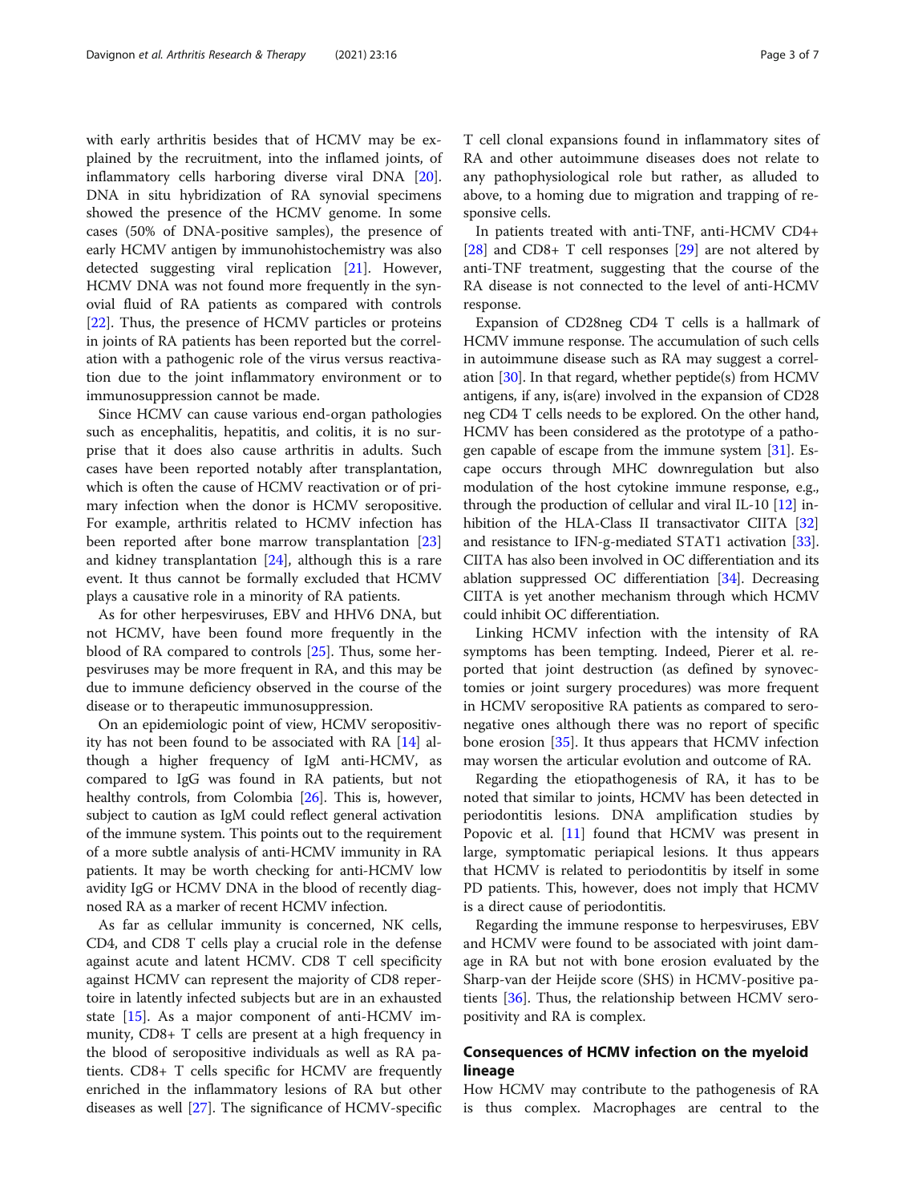with early arthritis besides that of HCMV may be explained by the recruitment, into the inflamed joints, of inflammatory cells harboring diverse viral DNA [20]. DNA in situ hybridization of RA synovial specimens showed the presence of the HCMV genome. In some cases (50% of DNA-positive samples), the presence of early HCMV antigen by immunohistochemistry was also detected suggesting viral replication [21]. However, HCMV DNA was not found more frequently in the synovial fluid of RA patients as compared with controls [22]. Thus, the presence of HCMV particles or proteins in joints of RA patients has been reported but the correlation with a pathogenic role of the virus versus reactivation due to the joint inflammatory environment or to immunosuppression cannot be made.

Since HCMV can cause various end-organ pathologies such as encephalitis, hepatitis, and colitis, it is no surprise that it does also cause arthritis in adults. Such cases have been reported notably after transplantation, which is often the cause of HCMV reactivation or of primary infection when the donor is HCMV seropositive. For example, arthritis related to HCMV infection has been reported after bone marrow transplantation [23] and kidney transplantation [24], although this is a rare event. It thus cannot be formally excluded that HCMV plays a causative role in a minority of RA patients.

As for other herpesviruses, EBV and HHV6 DNA, but not HCMV, have been found more frequently in the blood of RA compared to controls [25]. Thus, some herpesviruses may be more frequent in RA, and this may be due to immune deficiency observed in the course of the disease or to therapeutic immunosuppression.

On an epidemiologic point of view, HCMV seropositivity has not been found to be associated with RA [14] although a higher frequency of IgM anti-HCMV, as compared to IgG was found in RA patients, but not healthy controls, from Colombia [26]. This is, however, subject to caution as IgM could reflect general activation of the immune system. This points out to the requirement of a more subtle analysis of anti-HCMV immunity in RA patients. It may be worth checking for anti-HCMV low avidity IgG or HCMV DNA in the blood of recently diagnosed RA as a marker of recent HCMV infection.

As far as cellular immunity is concerned, NK cells, CD4, and CD8 T cells play a crucial role in the defense against acute and latent HCMV. CD8 T cell specificity against HCMV can represent the majority of CD8 repertoire in latently infected subjects but are in an exhausted state [15]. As a major component of anti-HCMV immunity, CD8+ T cells are present at a high frequency in the blood of seropositive individuals as well as RA patients. CD8+ T cells specific for HCMV are frequently enriched in the inflammatory lesions of RA but other diseases as well [27]. The significance of HCMV-specific T cell clonal expansions found in inflammatory sites of RA and other autoimmune diseases does not relate to any pathophysiological role but rather, as alluded to above, to a homing due to migration and trapping of responsive cells.

In patients treated with anti-TNF, anti-HCMV CD4+ [28] and CD8+ T cell responses [29] are not altered by anti-TNF treatment, suggesting that the course of the RA disease is not connected to the level of anti-HCMV response.

Expansion of CD28neg CD4 T cells is a hallmark of HCMV immune response. The accumulation of such cells in autoimmune disease such as RA may suggest a correlation [30]. In that regard, whether peptide(s) from HCMV antigens, if any, is(are) involved in the expansion of CD28 neg CD4 T cells needs to be explored. On the other hand, HCMV has been considered as the prototype of a pathogen capable of escape from the immune system [31]. Escape occurs through MHC downregulation but also modulation of the host cytokine immune response, e.g., through the production of cellular and viral IL-10 [12] inhibition of the HLA-Class II transactivator CIITA [32] and resistance to IFN-g-mediated STAT1 activation [33]. CIITA has also been involved in OC differentiation and its ablation suppressed OC differentiation [34]. Decreasing CIITA is yet another mechanism through which HCMV could inhibit OC differentiation.

Linking HCMV infection with the intensity of RA symptoms has been tempting. Indeed, Pierer et al. reported that joint destruction (as defined by synovectomies or joint surgery procedures) was more frequent in HCMV seropositive RA patients as compared to seronegative ones although there was no report of specific bone erosion [35]. It thus appears that HCMV infection may worsen the articular evolution and outcome of RA.

Regarding the etiopathogenesis of RA, it has to be noted that similar to joints, HCMV has been detected in periodontitis lesions. DNA amplification studies by Popovic et al. [11] found that HCMV was present in large, symptomatic periapical lesions. It thus appears that HCMV is related to periodontitis by itself in some PD patients. This, however, does not imply that HCMV is a direct cause of periodontitis.

Regarding the immune response to herpesviruses, EBV and HCMV were found to be associated with joint damage in RA but not with bone erosion evaluated by the Sharp-van der Heijde score (SHS) in HCMV-positive patients [36]. Thus, the relationship between HCMV seropositivity and RA is complex.

## Consequences of HCMV infection on the myeloid lineage

How HCMV may contribute to the pathogenesis of RA is thus complex. Macrophages are central to the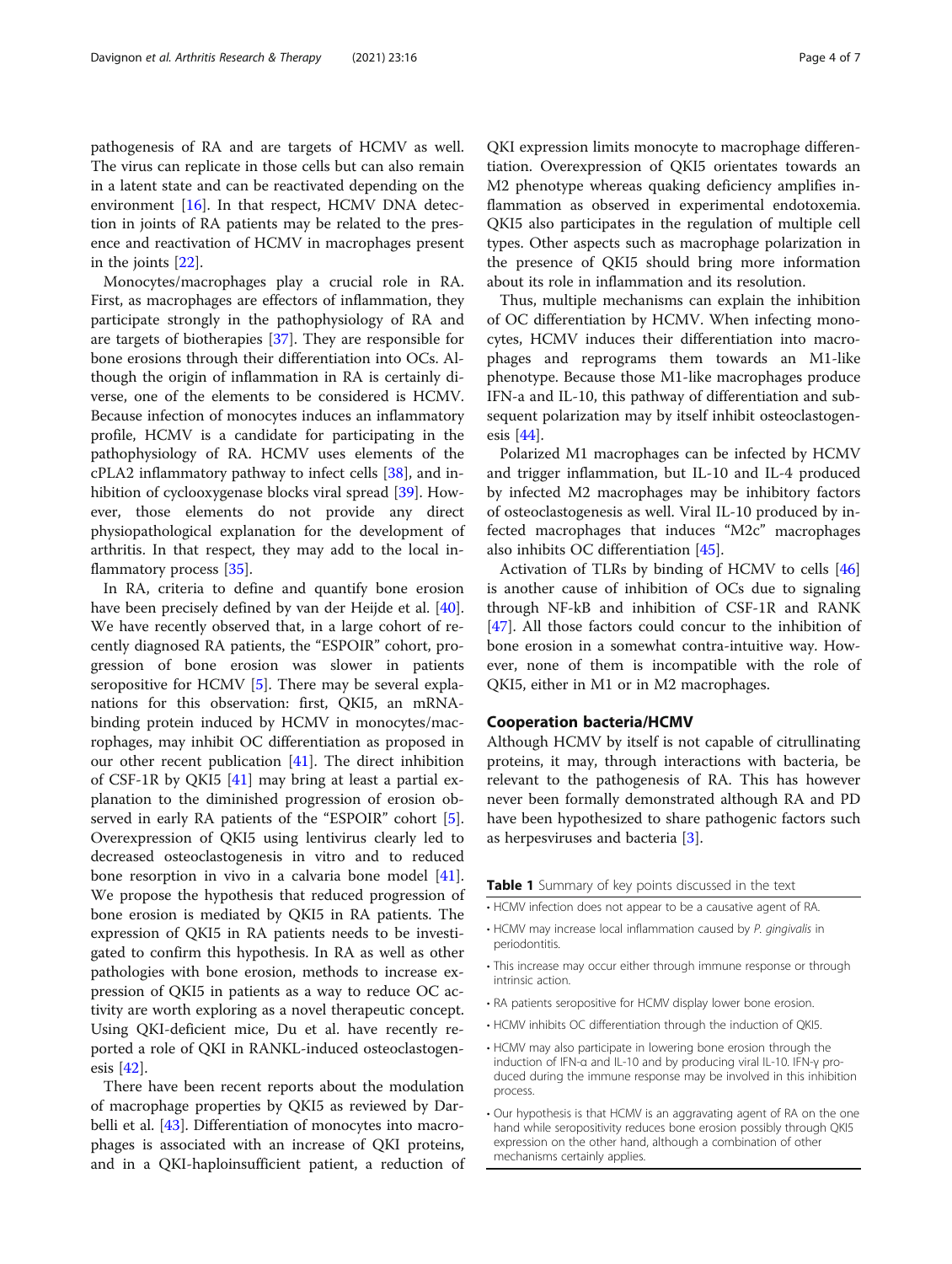pathogenesis of RA and are targets of HCMV as well. The virus can replicate in those cells but can also remain in a latent state and can be reactivated depending on the environment [16]. In that respect, HCMV DNA detection in joints of RA patients may be related to the presence and reactivation of HCMV in macrophages present in the joints [22].

Monocytes/macrophages play a crucial role in RA. First, as macrophages are effectors of inflammation, they participate strongly in the pathophysiology of RA and are targets of biotherapies [37]. They are responsible for bone erosions through their differentiation into OCs. Although the origin of inflammation in RA is certainly diverse, one of the elements to be considered is HCMV. Because infection of monocytes induces an inflammatory profile, HCMV is a candidate for participating in the pathophysiology of RA. HCMV uses elements of the cPLA2 inflammatory pathway to infect cells [38], and inhibition of cyclooxygenase blocks viral spread [39]. However, those elements do not provide any direct physiopathological explanation for the development of arthritis. In that respect, they may add to the local inflammatory process [35].

In RA, criteria to define and quantify bone erosion have been precisely defined by van der Heijde et al. [40]. We have recently observed that, in a large cohort of recently diagnosed RA patients, the "ESPOIR" cohort, progression of bone erosion was slower in patients seropositive for HCMV [5]. There may be several explanations for this observation: first, QKI5, an mRNA-binding protein induced by HCMV in monocytes/macrophages, may inhibit OC differentiation as proposed in our other recent publication [41]. The direct inhibition of CSF-1R by QKI5 [41] may bring at least a partial explanation to the diminished progression of erosion observed in early RA patients of the "ESPOIR" cohort [5]. Overexpression of QKI5 using lentivirus clearly led to decreased osteoclastogenesis in vitro and to reduced bone resorption in vivo in a calvaria bone model [41]. We propose the hypothesis that reduced progression of bone erosion is mediated by QKI5 in RA patients. The expression of QKI5 in RA patients needs to be investigated to confirm this hypothesis. In RA as well as other pathologies with bone erosion, methods to increase expression of QKI5 in patients as a way to reduce OC activity are worth exploring as a novel therapeutic concept. Using QKI-deficient mice, Du et al. have recently reported a role of QKI in RANKL-induced osteoclastogenesis [42].

There have been recent reports about the modulation of macrophage properties by QKI5 as reviewed by Darbelli et al. [43]. Differentiation of monocytes into macrophages is associated with an increase of QKI proteins, and in a QKI-haploinsufficient patient, a reduction of QKI expression limits monocyte to macrophage differentiation. Overexpression of QKI5 orientates towards an M2 phenotype whereas quaking deficiency amplifies inflammation as observed in experimental endotoxemia. QKI5 also participates in the regulation of multiple cell types. Other aspects such as macrophage polarization in the presence of QKI5 should bring more information about its role in inflammation and its resolution.

Thus, multiple mechanisms can explain the inhibition of OC differentiation by HCMV. When infecting monocytes, HCMV induces their differentiation into macrophages and reprograms them towards an M1-like phenotype. Because those M1-like macrophages produce IFN-a and IL-10, this pathway of differentiation and subsequent polarization may by itself inhibit osteoclastogenesis [44].

Polarized M1 macrophages can be infected by HCMV and trigger inflammation, but IL-10 and IL-4 produced by infected M2 macrophages may be inhibitory factors of osteoclastogenesis as well. Viral IL-10 produced by infected macrophages that induces "M2c" macrophages also inhibits OC differentiation [45].

Activation of TLRs by binding of HCMV to cells [46] is another cause of inhibition of OCs due to signaling through NF-kB and inhibition of CSF-1R and RANK [47]. All those factors could concur to the inhibition of bone erosion in a somewhat contra-intuitive way. However, none of them is incompatible with the role of QKI5, either in M1 or in M2 macrophages.

## Cooperation bacteria/HCMV

Although HCMV by itself is not capable of citrullinating proteins, it may, through interactions with bacteria, be relevant to the pathogenesis of RA. This has however never been formally demonstrated although RA and PD have been hypothesized to share pathogenic factors such as herpesviruses and bacteria [3].

**Table 1** Summary of key points discussed in the text

- HCMV infection does not appear to be a causative agent of RA.
- HCMV may increase local inflammation caused by *P. gingivalis* in periodontitis.
- This increase may occur either through immune response or through intrinsic action.
- RA patients seropositive for HCMV display lower bone erosion.
- HCMV inhibits OC differentiation through the induction of QKI5.
- HCMV may also participate in lowering bone erosion through the induction of IFN-α and IL-10 and by producing viral IL-10. IFN-γ produced during the immune response may be involved in this inhibition process.
- Our hypothesis is that HCMV is an aggravating agent of RA on the one hand while seropositivity reduces bone erosion possibly through QKI5 expression on the other hand, although a combination of other mechanisms certainly applies.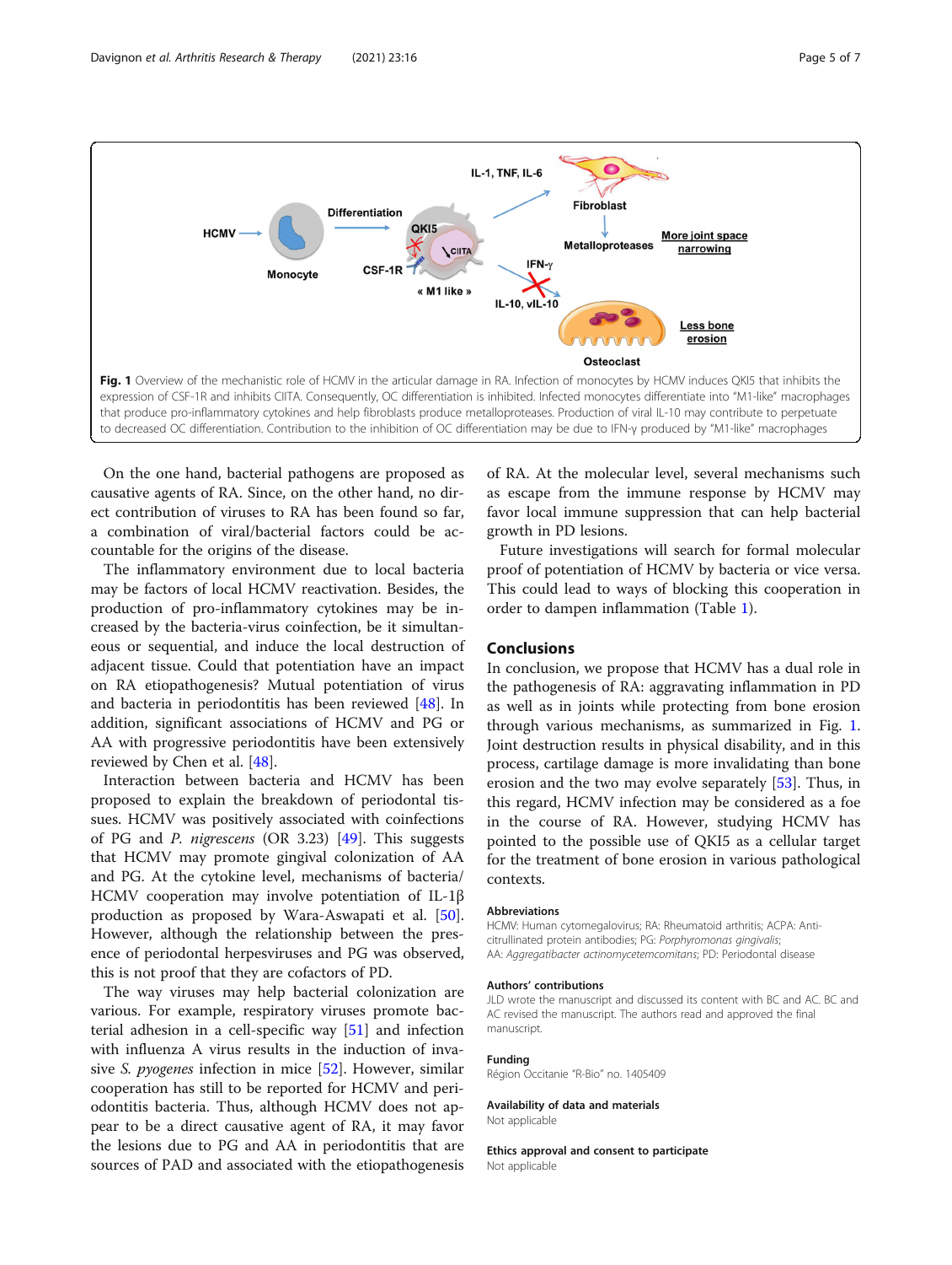**Fig. 1** Overview of the mechanistic role of HCMV in the articular damage in RA. Infection of monocytes by HCMV induces QKI5 that inhibits the expression of CSF-1R and inhibits CIITA. Consequently, OC differentiation is inhibited. Infected monocytes differentiate into "M1-like" macrophages that produce pro-inflammatory cytokines and help fibroblasts produce metalloproteases. Production of viral IL-10 may contribute to perpetuate to decreased OC differentiation. Contribution to the inhibition of OC differentiation may be due to IFN-γ produced by "M1-like" macrophages

On the one hand, bacterial pathogens are proposed as causative agents of RA. Since, on the other hand, no direct contribution of viruses to RA has been found so far, a combination of viral/bacterial factors could be accountable for the origins of the disease.

The inflammatory environment due to local bacteria may be factors of local HCMV reactivation. Besides, the production of pro-inflammatory cytokines may be increased by the bacteria-virus coinfection, be it simultaneous or sequential, and induce the local destruction of adjacent tissue. Could that potentiation have an impact on RA etiopathogenesis? Mutual potentiation of virus and bacteria in periodontitis has been reviewed [48]. In addition, significant associations of HCMV and PG or AA with progressive periodontitis have been extensively reviewed by Chen et al. [48].

Interaction between bacteria and HCMV has been proposed to explain the breakdown of periodontal tissues. HCMV was positively associated with coinfections of PG and *P. nigrescens* (OR 3.23) [49]. This suggests that HCMV may promote gingival colonization of AA and PG. At the cytokine level, mechanisms of bacteria/HCMV cooperation may involve potentiation of IL-1β production as proposed by Wara-Aswapati et al. [50]. However, although the relationship between the presence of periodontal herpesviruses and PG was observed, this is not proof that they are cofactors of PD.

The way viruses may help bacterial colonization are various. For example, respiratory viruses promote bacterial adhesion in a cell-specific way [51] and infection with influenza A virus results in the induction of invasive *S. pyogenes* infection in mice [52]. However, similar cooperation has still to be reported for HCMV and periodontitis bacteria. Thus, although HCMV does not appear to be a direct causative agent of RA, it may favor the lesions due to PG and AA in periodontitis that are sources of PAD and associated with the etiopathogenesis of RA. At the molecular level, several mechanisms such as escape from the immune response by HCMV may favor local immune suppression that can help bacterial growth in PD lesions.

Future investigations will search for formal molecular proof of potentiation of HCMV by bacteria or vice versa. This could lead to ways of blocking this cooperation in order to dampen inflammation (Table 1).

## Conclusions

In conclusion, we propose that HCMV has a dual role in the pathogenesis of RA: aggravating inflammation in PD as well as in joints while protecting from bone erosion through various mechanisms, as summarized in Fig. 1. Joint destruction results in physical disability, and in this process, cartilage damage is more invalidating than bone erosion and the two may evolve separately [53]. Thus, in this regard, HCMV infection may be considered as a foe in the course of RA. However, studying HCMV has pointed to the possible use of QKI5 as a cellular target for the treatment of bone erosion in various pathological contexts.

### Abbreviations

HCMV: Human cytomegalovirus; RA: Rheumatoid arthritis; ACPA: Anti-citrullinated protein antibodies; PG: *Porphyromonas gingivalis*; AA: *Aggregatibacter actinomycetemcomitans*; PD: Periodontal disease

### Authors' contributions

JLD wrote the manuscript and discussed its content with BC and AC. BC and AC revised the manuscript. The authors read and approved the final manuscript.

### Funding

Région Occitanie "R-Bio" no. 1405409

### Availability of data and materials

Not applicable

### Ethics approval and consent to participate

Not applicable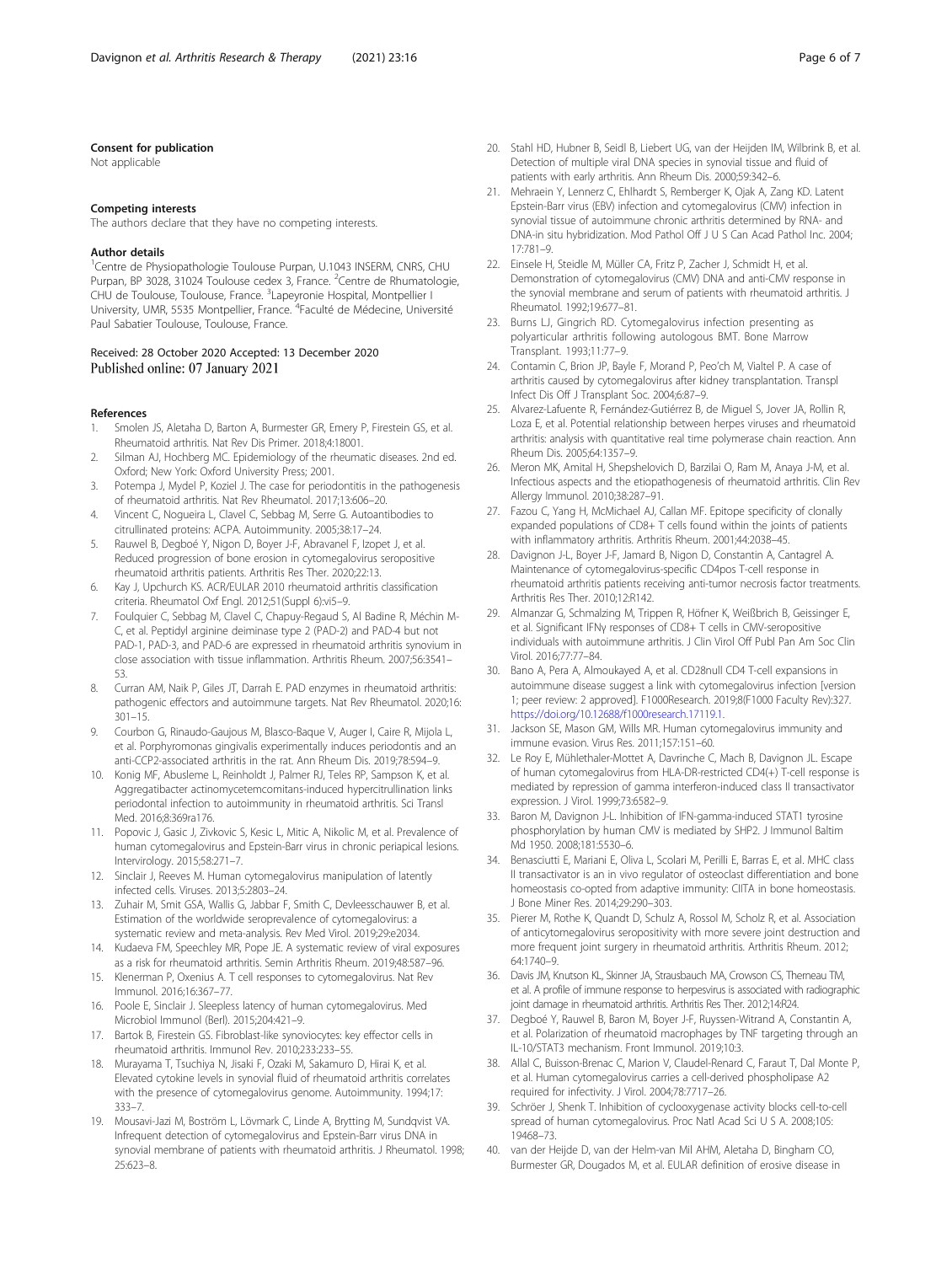#### Consent for publication

Not applicable

#### Competing interests

The authors declare that they have no competing interests.

#### Author details

[1]Centre de Physiopathologie Toulouse Purpan, U.1043 INSERM, CNRS, CHU Purpan, BP 3028, 31024 Toulouse cedex 3, France. [2]Centre de Rhumatologie, CHU de Toulouse, Toulouse, France. [3]Lapeyronie Hospital, Montpellier I University, UMR, 5535 Montpellier, France. [4]Faculté de Médecine, Université Paul Sabatier Toulouse, Toulouse, France.

Received: 28 October 2020 Accepted: 13 December 2020
Published online: 07 January 2021

#### References

1. Smolen JS, Aletaha D, Barton A, Burmester GR, Emery P, Firestein GS, et al. Rheumatoid arthritis. Nat Rev Dis Primer. 2018;4:18001.
2. Silman AJ, Hochberg MC. Epidemiology of the rheumatic diseases. 2nd ed. Oxford; New York: Oxford University Press; 2001.
3. Potempa J, Mydel P, Koziel J. The case for periodontitis in the pathogenesis of rheumatoid arthritis. Nat Rev Rheumatol. 2017;13:606–20.
4. Vincent C, Nogueira L, Clavel C, Sebbag M, Serre G. Autoantibodies to citrullinated proteins: ACPA. Autoimmunity. 2005;38:17–24.
5. Rauwel B, Degboé Y, Nigon D, Boyer J-F, Abravanel F, Izopet J, et al. Reduced progression of bone erosion in cytomegalovirus seropositive rheumatoid arthritis patients. Arthritis Res Ther. 2020;22:13.
6. Kay J, Upchurch KS. ACR/EULAR 2010 rheumatoid arthritis classification criteria. Rheumatol Oxf Engl. 2012;51(Suppl 6):vi5–9.
7. Foulquier C, Sebbag M, Clavel C, Chapuy-Regaud S, Al Badine R, Méchin M-C, et al. Peptidyl arginine deiminase type 2 (PAD-2) and PAD-4 but not PAD-1, PAD-3, and PAD-6 are expressed in rheumatoid arthritis synovium in close association with tissue inflammation. Arthritis Rheum. 2007;56:3541–53.
8. Curran AM, Naik P, Giles JT, Darrah E. PAD enzymes in rheumatoid arthritis: pathogenic effectors and autoimmune targets. Nat Rev Rheumatol. 2020;16: 301–15.
9. Courbon G, Rinaudo-Gaujous M, Blasco-Baque V, Auger I, Caire R, Mijola L, et al. Porphyromonas gingivalis experimentally induces periodontis and an anti-CCP2-associated arthritis in the rat. Ann Rheum Dis. 2019;78:594–9.
10. Konig MF, Abusleme L, Reinholdt J, Palmer RJ, Teles RP, Sampson K, et al. Aggregatibacter actinomycetemcomitans-induced hypercitrullination links periodontal infection to autoimmunity in rheumatoid arthritis. Sci Transl Med. 2016;8:369ra176.
11. Popovic J, Gasic J, Zivkovic S, Kesic L, Mitic A, Nikolic M, et al. Prevalence of human cytomegalovirus and Epstein-Barr virus in chronic periapical lesions. Intervirology. 2015;58:271–7.
12. Sinclair J, Reeves M. Human cytomegalovirus manipulation of latently infected cells. Viruses. 2013;5:2803–24.
13. Zuhair M, Smit GSA, Wallis G, Jabbar F, Smith C, Devleesschauwer B, et al. Estimation of the worldwide seroprevalence of cytomegalovirus: a systematic review and meta-analysis. Rev Med Virol. 2019;29:e2034.
14. Kudaeva FM, Speechley MR, Pope JE. A systematic review of viral exposures as a risk for rheumatoid arthritis. Semin Arthritis Rheum. 2019;48:587–96.
15. Klenerman P, Oxenius A. T cell responses to cytomegalovirus. Nat Rev Immunol. 2016;16:367–77.
16. Poole E, Sinclair J. Sleepless latency of human cytomegalovirus. Med Microbiol Immunol (Berl). 2015;204:421–9.
17. Bartok B, Firestein GS. Fibroblast-like synoviocytes: key effector cells in rheumatoid arthritis. Immunol Rev. 2010;233:233–55.
18. Murayama T, Tsuchiya N, Jisaki F, Ozaki M, Sakamuro D, Hirai K, et al. Elevated cytokine levels in synovial fluid of rheumatoid arthritis correlates with the presence of cytomegalovirus genome. Autoimmunity. 1994;17: 333–7.
19. Mousavi-Jazi M, Boström L, Lövmark C, Linde A, Brytting M, Sundqvist VA. Infrequent detection of cytomegalovirus and Epstein-Barr virus DNA in synovial membrane of patients with rheumatoid arthritis. J Rheumatol. 1998; 25:623–8.
20. Stahl HD, Hubner B, Seidl B, Liebert UG, van der Heijden IM, Wilbrink B, et al. Detection of multiple viral DNA species in synovial tissue and fluid of patients with early arthritis. Ann Rheum Dis. 2000;59:342–6.
21. Mehraein Y, Lennerz C, Ehlhardt S, Remberger K, Ojak A, Zang KD. Latent Epstein-Barr virus (EBV) infection and cytomegalovirus (CMV) infection in synovial tissue of autoimmune chronic arthritis determined by RNA- and DNA-in situ hybridization. Mod Pathol Off J U S Can Acad Pathol Inc. 2004; 17:781–9.
22. Einsele H, Steidle M, Müller CA, Fritz P, Zacher J, Schmidt H, et al. Demonstration of cytomegalovirus (CMV) DNA and anti-CMV response in the synovial membrane and serum of patients with rheumatoid arthritis. J Rheumatol. 1992;19:677–81.
23. Burns LJ, Gingrich RD. Cytomegalovirus infection presenting as polyarticular arthritis following autologous BMT. Bone Marrow Transplant. 1993;11:77–9.
24. Contamin C, Brion JP, Bayle F, Morand P, Peo'ch M, Vialtel P. A case of arthritis caused by cytomegalovirus after kidney transplantation. Transpl Infect Dis Off J Transplant Soc. 2004;6:87–9.
25. Alvarez-Lafuente R, Fernández-Gutiérrez B, de Miguel S, Jover JA, Rollin R, Loza E, et al. Potential relationship between herpes viruses and rheumatoid arthritis: analysis with quantitative real time polymerase chain reaction. Ann Rheum Dis. 2005;64:1357–9.
26. Meron MK, Amital H, Shepshelovich D, Barzilai O, Ram M, Anaya J-M, et al. Infectious aspects and the etiopathogenesis of rheumatoid arthritis. Clin Rev Allergy Immunol. 2010;38:287–91.
27. Fazou C, Yang H, McMichael AJ, Callan MF. Epitope specificity of clonally expanded populations of CD8+ T cells found within the joints of patients with inflammatory arthritis. Arthritis Rheum. 2001;44:2038–45.
28. Davignon J-L, Boyer J-F, Jamard B, Nigon D, Constantin A, Cantagrel A. Maintenance of cytomegalovirus-specific CD4pos T-cell response in rheumatoid arthritis patients receiving anti-tumor necrosis factor treatments. Arthritis Res Ther. 2010;12:R142.
29. Almanzar G, Schmalzing M, Trippen R, Höfner K, Weißbrich B, Geissinger E, et al. Significant IFNγ responses of CD8+ T cells in CMV-seropositive individuals with autoimmune arthritis. J Clin Virol Off Publ Pan Am Soc Clin Virol. 2016;77:77–84.
30. Bano A, Pera A, Almoukayed A, et al. CD28null CD4 T-cell expansions in autoimmune disease suggest a link with cytomegalovirus infection [version 1; peer review: 2 approved]. F1000Research. 2019;8(F1000 Faculty Rev):327. https://doi.org/10.12688/f1000research.17119.1.
31. Jackson SE, Mason GM, Wills MR. Human cytomegalovirus immunity and immune evasion. Virus Res. 2011;157:151–60.
32. Le Roy E, Mühlethaler-Mottet A, Davrinche C, Mach B, Davignon JL. Escape of human cytomegalovirus from HLA-DR-restricted CD4(+) T-cell response is mediated by repression of gamma interferon-induced class II transactivator expression. J Virol. 1999;73:6582–9.
33. Baron M, Davignon J-L. Inhibition of IFN-gamma-induced STAT1 tyrosine phosphorylation by human CMV is mediated by SHP2. J Immunol Baltim Md 1950. 2008;181:5530–6.
34. Benasciutti E, Mariani E, Oliva L, Scolari M, Perilli E, Barras E, et al. MHC class II transactivator is an in vivo regulator of osteoclast differentiation and bone homeostasis co-opted from adaptive immunity: CIITA in bone homeostasis. J Bone Miner Res. 2014;29:290–303.
35. Pierer M, Rothe K, Quandt D, Schulz A, Rossol M, Scholz R, et al. Association of anticytomegalovirus seropositivity with more severe joint destruction and more frequent joint surgery in rheumatoid arthritis. Arthritis Rheum. 2012; 64:1740–9.
36. Davis JM, Knutson KL, Skinner JA, Strausbauch MA, Crowson CS, Therneau TM, et al. A profile of immune response to herpesvirus is associated with radiographic joint damage in rheumatoid arthritis. Arthritis Res Ther. 2012;14:R24.
37. Degboé Y, Rauwel B, Baron M, Boyer J-F, Ruyssen-Witrand A, Constantin A, et al. Polarization of rheumatoid macrophages by TNF targeting through an IL-10/STAT3 mechanism. Front Immunol. 2019;10:3.
38. Allal C, Buisson-Brenac C, Marion V, Claudel-Renard C, Faraut T, Dal Monte P, et al. Human cytomegalovirus carries a cell-derived phospholipase A2 required for infectivity. J Virol. 2004;78:7717–26.
39. Schröer J, Shenk T. Inhibition of cyclooxygenase activity blocks cell-to-cell spread of human cytomegalovirus. Proc Natl Acad Sci U S A. 2008;105: 19468–73.
40. van der Heijde D, van der Helm-van Mil AHM, Aletaha D, Bingham CO, Burmester GR, Dougados M, et al. EULAR definition of erosive disease in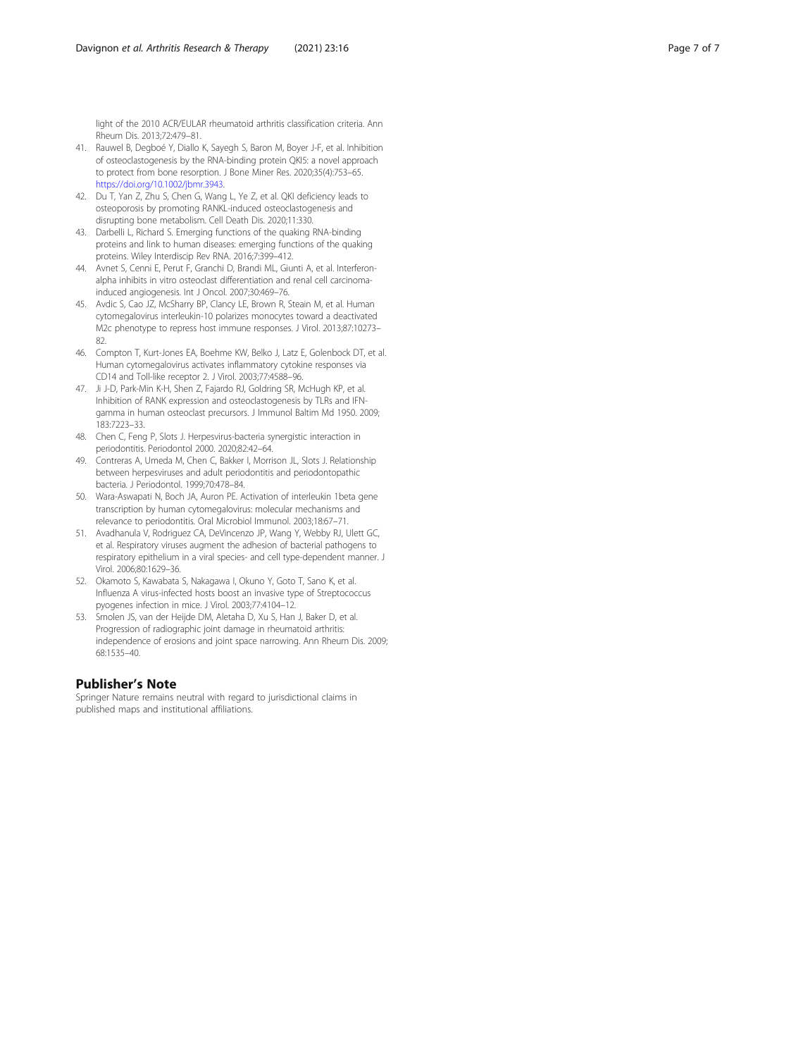light of the 2010 ACR/EULAR rheumatoid arthritis classification criteria. Ann Rheum Dis. 2013;72:479–81.

41. Rauwel B, Degboé Y, Diallo K, Sayegh S, Baron M, Boyer J-F, et al. Inhibition of osteoclastogenesis by the RNA-binding protein QKI5: a novel approach to protect from bone resorption. J Bone Miner Res. 2020;35(4):753–65. https://doi.org/10.1002/jbmr.3943.
42. Du T, Yan Z, Zhu S, Chen G, Wang L, Ye Z, et al. QKI deficiency leads to osteoporosis by promoting RANKL-induced osteoclastogenesis and disrupting bone metabolism. Cell Death Dis. 2020;11:330.
43. Darbelli L, Richard S. Emerging functions of the quaking RNA-binding proteins and link to human diseases: emerging functions of the quaking proteins. Wiley Interdiscip Rev RNA. 2016;7:399–412.
44. Avnet S, Cenni E, Perut F, Granchi D, Brandi ML, Giunti A, et al. Interferon-alpha inhibits in vitro osteoclast differentiation and renal cell carcinoma-induced angiogenesis. Int J Oncol. 2007;30:469–76.
45. Avdic S, Cao JZ, McSharry BP, Clancy LE, Brown R, Steain M, et al. Human cytomegalovirus interleukin-10 polarizes monocytes toward a deactivated M2c phenotype to repress host immune responses. J Virol. 2013;87:10273–82.
46. Compton T, Kurt-Jones EA, Boehme KW, Belko J, Latz E, Golenbock DT, et al. Human cytomegalovirus activates inflammatory cytokine responses via CD14 and Toll-like receptor 2. J Virol. 2003;77:4588–96.
47. Ji J-D, Park-Min K-H, Shen Z, Fajardo RJ, Goldring SR, McHugh KP, et al. Inhibition of RANK expression and osteoclastogenesis by TLRs and IFN-gamma in human osteoclast precursors. J Immunol Baltim Md 1950. 2009;183:7223–33.
48. Chen C, Feng P, Slots J. Herpesvirus-bacteria synergistic interaction in periodontitis. Periodontol 2000. 2020;82:42–64.
49. Contreras A, Umeda M, Chen C, Bakker I, Morrison JL, Slots J. Relationship between herpesviruses and adult periodontitis and periodontopathic bacteria. J Periodontol. 1999;70:478–84.
50. Wara-Aswapati N, Boch JA, Auron PE. Activation of interleukin 1beta gene transcription by human cytomegalovirus: molecular mechanisms and relevance to periodontitis. Oral Microbiol Immunol. 2003;18:67–71.
51. Avadhanula V, Rodriguez CA, DeVincenzo JP, Wang Y, Webby RJ, Ulett GC, et al. Respiratory viruses augment the adhesion of bacterial pathogens to respiratory epithelium in a viral species- and cell type-dependent manner. J Virol. 2006;80:1629–36.
52. Okamoto S, Kawabata S, Nakagawa I, Okuno Y, Goto T, Sano K, et al. Influenza A virus-infected hosts boost an invasive type of Streptococcus pyogenes infection in mice. J Virol. 2003;77:4104–12.
53. Smolen JS, van der Heijde DM, Aletaha D, Xu S, Han J, Baker D, et al. Progression of radiographic joint damage in rheumatoid arthritis: independence of erosions and joint space narrowing. Ann Rheum Dis. 2009;68:1535–40.

## Publisher's Note

Springer Nature remains neutral with regard to jurisdictional claims in published maps and institutional affiliations.